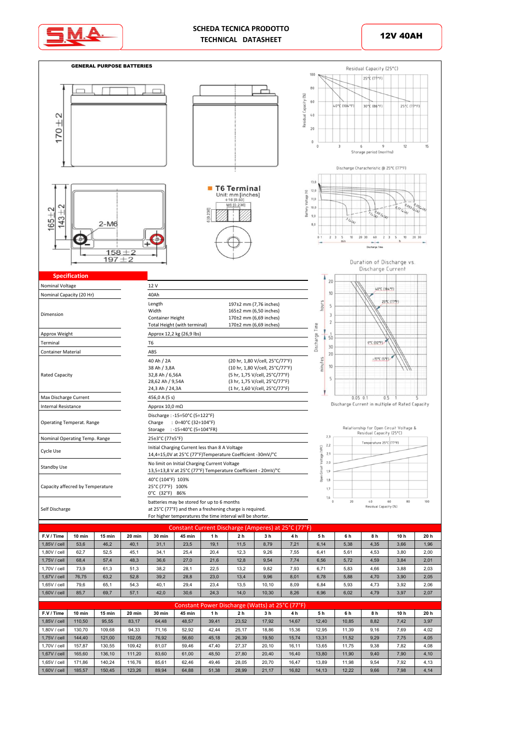SCHEDA TECNICA PRODOTTO
TECHNICAL DATASHEET

**12V 40AH**

**GENERAL PURPOSE BATTERIES**

T6 Terminal
Unit: mm [inches]

## Specification

| | | |
|---|---|---|
| Nominal Voltage | 12 V | |
| Nominal Capacity (20 Hr) | 40Ah | |
| Dimension | Length | 197±2 mm (7,76 inches) |
| | Width | 165±2 mm (6,50 inches) |
| | Container Height | 170±2 mm (6,69 inches) |
| | Total Height (with terminal) | 170±2 mm (6,69 inches) |
| Approx Weight | Approx 12,2 kg (26,9 lbs) | |
| Terminal | T6 | |
| Container Material | ABS | |
| Rated Capacity | 40 Ah / 2A | (20 hr, 1,80 V/cell, 25°C/77°F) |
| | 38 Ah / 3,8A | (10 hr, 1,80 V/cell, 25°C/77°F) |
| | 32,8 Ah / 6,56A | (5 hr, 1,75 V/cell, 25°C/77°F) |
| | 28,62 Ah / 9,54A | (3 hr, 1,75 V/cell, 25°C/77°F) |
| | 24,3 Ah / 24,3A | (1 hr, 1,60 V/cell, 25°C/77°F) |
| Max Discharge Current | 456,0 A (5 s) | |
| Internal Resistance | Approx 10,0 mΩ | |
| Operating Temperat. Range | Discharge : -15÷50°C (5÷122°F)<br>Charge : 0÷40°C (32÷104°F)<br>Storage : -15÷40°C (5÷104°FR) | |
| Nominal Operating Temp. Range | 25±3°C (77±5°F) | |
| Cycle Use | Initial Charging Current less than 8 A Voltage<br>14,4÷15,0V at 25°C (77°F)Temperature Coefficient -30mV/°C | |
| Standby Use | No limit on Initial Charging Current Voltage<br>13,5÷13,8 V at 25°C (77°F) Temperature Coefficient - 20mV/°C | |
| Capacity affected by Temperature | 40°C (104°F) 103%<br>25°C (77°F) 100%<br>0°C (32°F) 86% | |
| Self Discharge | batteries may be stored for up to 6 months<br>at 25°C (77°F) and then a freshening charge is required.<br>For higher temperatures the time interval will be shorter. | |

Residual Capacity (25°C)

Discharge Characteristic (@ 25°C (77°F)

Duration of Discharge vs. Discharge Current

Relationship for Open Circuit Voltage & Residual Capacity (25°C)

## Constant Current Discharge (Amperes) at 25°C (77°F)

| F.V / Time | 10 min | 15 min | 20 min | 30 min | 45 min | 1 h | 2 h | 3 h | 4 h | 5 h | 6 h | 8 h | 10 h | 20 h |
|---|---|---|---|---|---|---|---|---|---|---|---|---|---|---|
| 1,85V / cell | 53,6 | 46,2 | 40,1 | 31,1 | 23,5 | 19,1 | 11,5 | 8,79 | 7,21 | 6,14 | 5,38 | 4,35 | 3,66 | 1,96 |
| 1,80V / cell | 62,7 | 52,5 | 45,1 | 34,1 | 25,4 | 20,4 | 12,3 | 9,26 | 7,55 | 6,41 | 5,61 | 4,53 | 3,80 | 2,00 |
| 1,75V / cell | 68,4 | 57,4 | 48,3 | 36,6 | 27,0 | 21,6 | 12,8 | 9,54 | 7,74 | 6,56 | 5,72 | 4,59 | 3,84 | 2,01 |
| 1,70V / cell | 73,9 | 61,3 | 51,3 | 38,2 | 28,1 | 22,5 | 13,2 | 9,82 | 7,93 | 6,71 | 5,83 | 4,66 | 3,88 | 2,03 |
| 1,67V / cell | 76,75 | 63,2 | 52,8 | 39,2 | 28,8 | 23,0 | 13,4 | 9,96 | 8,01 | 6,78 | 5,88 | 4,70 | 3,90 | 2,05 |
| 1,65V / cell | 79,6 | 65,1 | 54,3 | 40,1 | 29,4 | 23,4 | 13,5 | 10,10 | 8,09 | 6,84 | 5,93 | 4,73 | 3,92 | 2,06 |
| 1,60V / cell | 85,7 | 69,7 | 57,1 | 42,0 | 30,6 | 24,3 | 14,0 | 10,30 | 8,26 | 6,96 | 6,02 | 4,79 | 3,97 | 2,07 |

## Constant Power Discharge (Watts) at 25°C (77°F)

| F.V / Time | 10 min | 15 min | 20 min | 30 min | 45 min | 1 h | 2 h | 3 h | 4 h | 5 h | 6 h | 8 h | 10 h | 20 h |
|---|---|---|---|---|---|---|---|---|---|---|---|---|---|---|
| 1,85V / cell | 110,50 | 95,55 | 83,17 | 64,48 | 48,57 | 39,41 | 23,52 | 17,92 | 14,67 | 12,40 | 10,85 | 8,82 | 7,42 | 3,97 |
| 1,80V / cell | 130,70 | 109,68 | 94,33 | 71,16 | 52,92 | 42,44 | 25,17 | 18,86 | 15,36 | 12,95 | 11,39 | 9,16 | 7,69 | 4,02 |
| 1,75V / cell | 144,40 | 121,00 | 102,05 | 76,92 | 56,60 | 45,18 | 26,39 | 19,50 | 15,74 | 13,31 | 11,52 | 9,29 | 7,75 | 4,05 |
| 1,70V / cell | 157,87 | 130,55 | 109,42 | 81,07 | 59,46 | 47,40 | 27,37 | 20,10 | 16,11 | 13,65 | 11,75 | 9,38 | 7,82 | 4,08 |
| 1,67V / cell | 165,60 | 136,10 | 111,20 | 83,60 | 61,00 | 48,50 | 27,80 | 20,40 | 16,40 | 13,80 | 11,90 | 9,40 | 7,90 | 4,10 |
| 1,65V / cell | 171,86 | 140,24 | 116,76 | 85,61 | 62,46 | 49,46 | 28,05 | 20,70 | 16,47 | 13,89 | 11,98 | 9,54 | 7,92 | 4,13 |
| 1,60V / cell | 185,57 | 150,45 | 123,26 | 89,94 | 64,88 | 51,38 | 28,99 | 21,17 | 16,82 | 14,13 | 12,22 | 9,66 | 7,98 | 4,14 |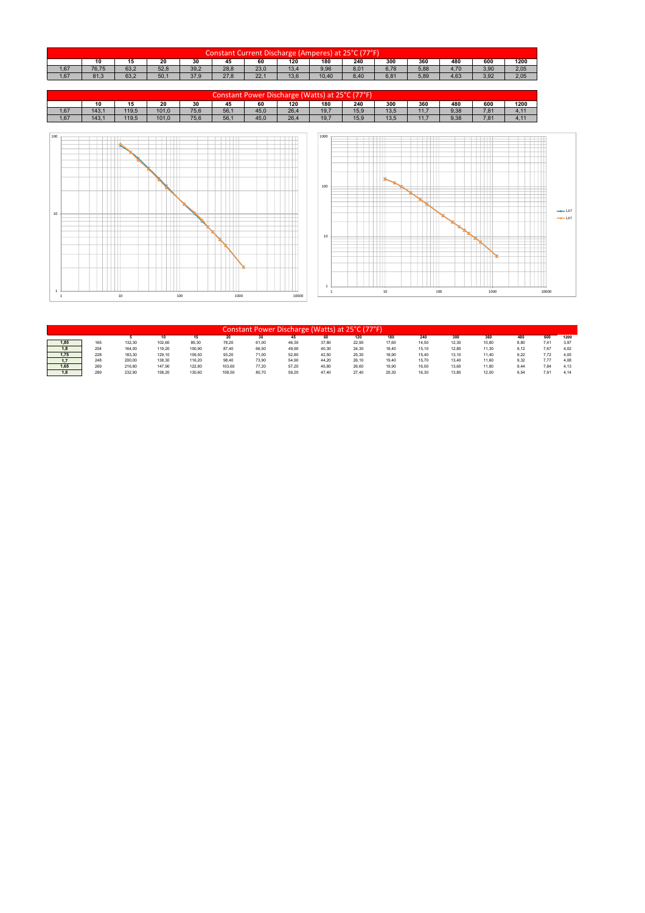| Constant Current Discharge (Amperes) at 25°C (77°F) | | | | | | | | | | | | | | |
|---|---|---|---|---|---|---|---|---|---|---|---|---|---|---|
| | 10 | 15 | 20 | 30 | 45 | 60 | 120 | 180 | 240 | 300 | 360 | 480 | 600 | 1200 |
| 1,67 | 76,75 | 63,2 | 52,8 | 39,2 | 28,8 | 23,0 | 13,4 | 9,96 | 8,01 | 6,78 | 5,88 | 4,70 | 3,90 | 2,05 |
| 1,67 | 81,3 | 63,2 | 50,1 | 37,9 | 27,8 | 22,1 | 13,6 | 10,40 | 8,40 | 6,81 | 5,89 | 4,63 | 3,92 | 2,05 |

| Constant Power Discharge (Watts) at 25°C (77°F) | | | | | | | | | | | | | | |
|---|---|---|---|---|---|---|---|---|---|---|---|---|---|---|
| | 10 | 15 | 20 | 30 | 45 | 60 | 120 | 180 | 240 | 300 | 360 | 480 | 600 | 1200 |
| 1,67 | 143,1 | 119,5 | 101,0 | 75,6 | 56,1 | 45,0 | 26,4 | 19,7 | 15,9 | 13,5 | 11,7 | 9,38 | 7,81 | 4,11 |
| 1,67 | 143,1 | 119,5 | 101,0 | 75,6 | 56,1 | 45,0 | 26,4 | 19,7 | 15,9 | 13,5 | 11,7 | 9,38 | 7,81 | 4,11 |

100
10
1
1
10
100
1000
10000

1000
100
10
1
1
10
100
1000
10000

1,67
1,67

| Constant Power Discharge (Watts) at 25°C (77°F) | | | | | | | | | | | | | | | | |
|---|---|---|---|---|---|---|---|---|---|---|---|---|---|---|---|---|
| | | 5 | 10 | 15 | 20 | 30 | 45 | 60 | 120 | 180 | 240 | 300 | 360 | 480 | 600 | 1200 |
| 1,85 | 165 | 132,30 | 102,60 | 89,30 | 78,20 | 61,00 | 46,30 | 37,80 | 22,90 | 17,60 | 14,50 | 12,30 | 10,80 | 8,80 | 7,41 | 3,97 |
| 1,8 | 204 | 164,00 | 119,20 | 100,90 | 87,40 | 66,50 | 49,90 | 40,30 | 24,30 | 18,40 | 15,10 | 12,80 | 11,30 | 9,12 | 7,67 | 4,02 |
| 1,75 | 228 | 183,30 | 129,10 | 109,50 | 93,20 | 71,00 | 52,80 | 42,50 | 25,30 | 18,90 | 15,40 | 13,10 | 11,40 | 9,22 | 7,72 | 4,05 |
| 1,7 | 248 | 200,00 | 138,30 | 116,20 | 98,40 | 73,90 | 54,90 | 44,20 | 26,10 | 19,40 | 15,70 | 13,40 | 11,60 | 9,32 | 7,77 | 4,08 |
| 1,65 | 269 | 216,80 | 147,90 | 122,80 | 103,60 | 77,20 | 57,20 | 45,80 | 26,60 | 19,90 | 16,00 | 13,60 | 11,80 | 9,44 | 7,84 | 4,13 |
| 1,6 | 289 | 232,90 | 158,20 | 130,60 | 108,50 | 80,70 | 59,20 | 47,40 | 27,40 | 20,30 | 16,30 | 13,80 | 12,00 | 9,54 | 7,91 | 4,14 |